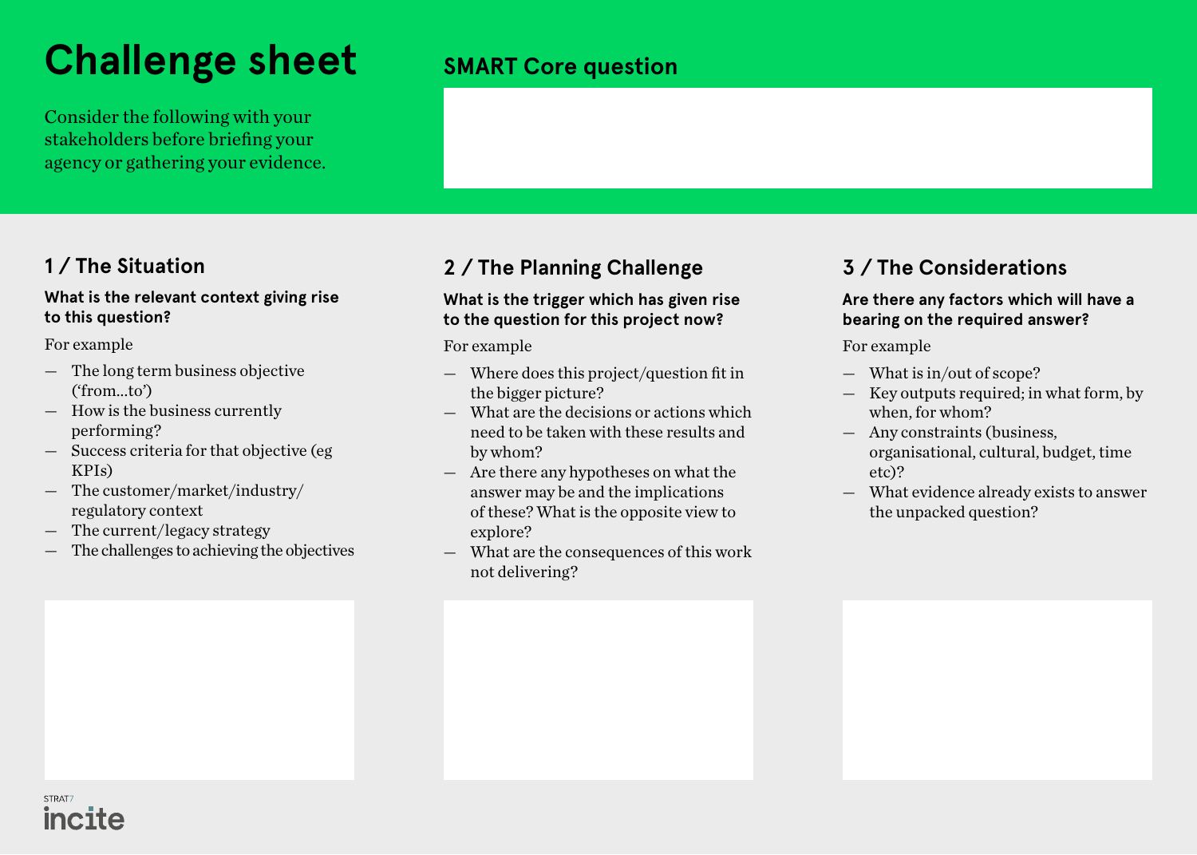# Challenge sheet

Consider the following with your stakeholders before briefing your agency or gathering your evidence.

## SMART Core question

## 1 / The Situation

**What is the relevant context giving rise to this question?**

For example

- The long term business objective ('from...to')
- How is the business currently performing?
- Success criteria for that objective (eg KPIs)
- The customer/market/industry/regulatory context
- The current/legacy strategy
- The challenges to achieving the objectives

## 2 / The Planning Challenge

**What is the trigger which has given rise to the question for this project now?**

For example

- Where does this project/question fit in the bigger picture?
- What are the decisions or actions which need to be taken with these results and by whom?
- Are there any hypotheses on what the answer may be and the implications of these? What is the opposite view to explore?
- What are the consequences of this work not delivering?

## 3 / The Considerations

**Are there any factors which will have a bearing on the required answer?**

For example

- What is in/out of scope?
- Key outputs required; in what form, by when, for whom?
- Any constraints (business, organisational, cultural, budget, time etc)?
- What evidence already exists to answer the unpacked question?

STRAT7 incite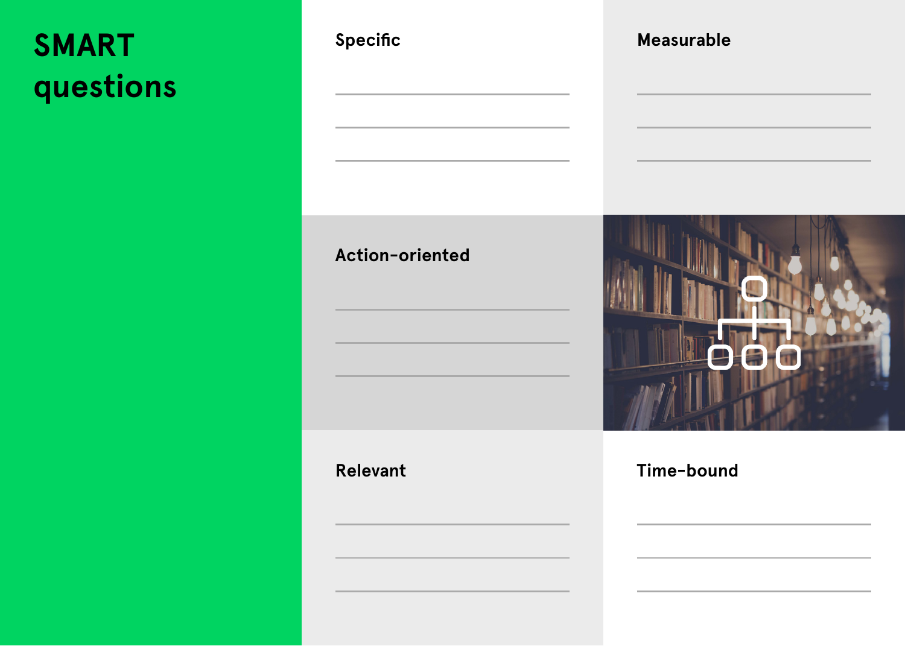# SMART questions

## Specific

## Measurable

## Action-oriented

## Relevant

## Time-bound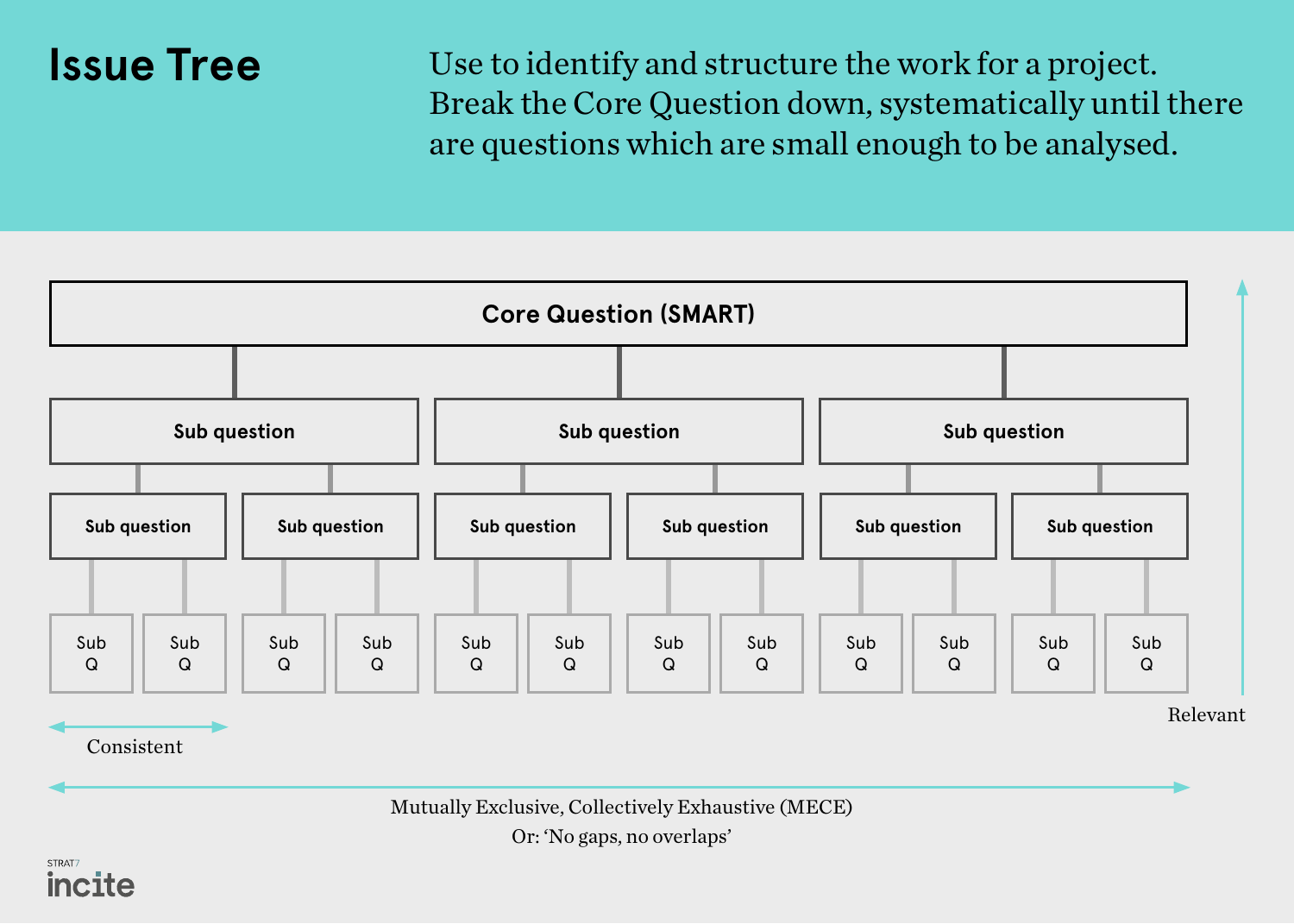# Issue Tree

Use to identify and structure the work for a project. Break the Core Question down, systematically until there are questions which are small enough to be analysed.

**Core Question (SMART)**

- **Sub question**
  - **Sub question**
    - Sub Q
    - Sub Q
  - **Sub question**
    - Sub Q
    - Sub Q
- **Sub question**
  - **Sub question**
    - Sub Q
    - Sub Q
  - **Sub question**
    - Sub Q
    - Sub Q
- **Sub question**
  - **Sub question**
    - Sub Q
    - Sub Q
  - **Sub question**
    - Sub Q
    - Sub Q

Consistent

Relevant

Mutually Exclusive, Collectively Exhaustive (MECE)

Or: 'No gaps, no overlaps'

STRAT7 incite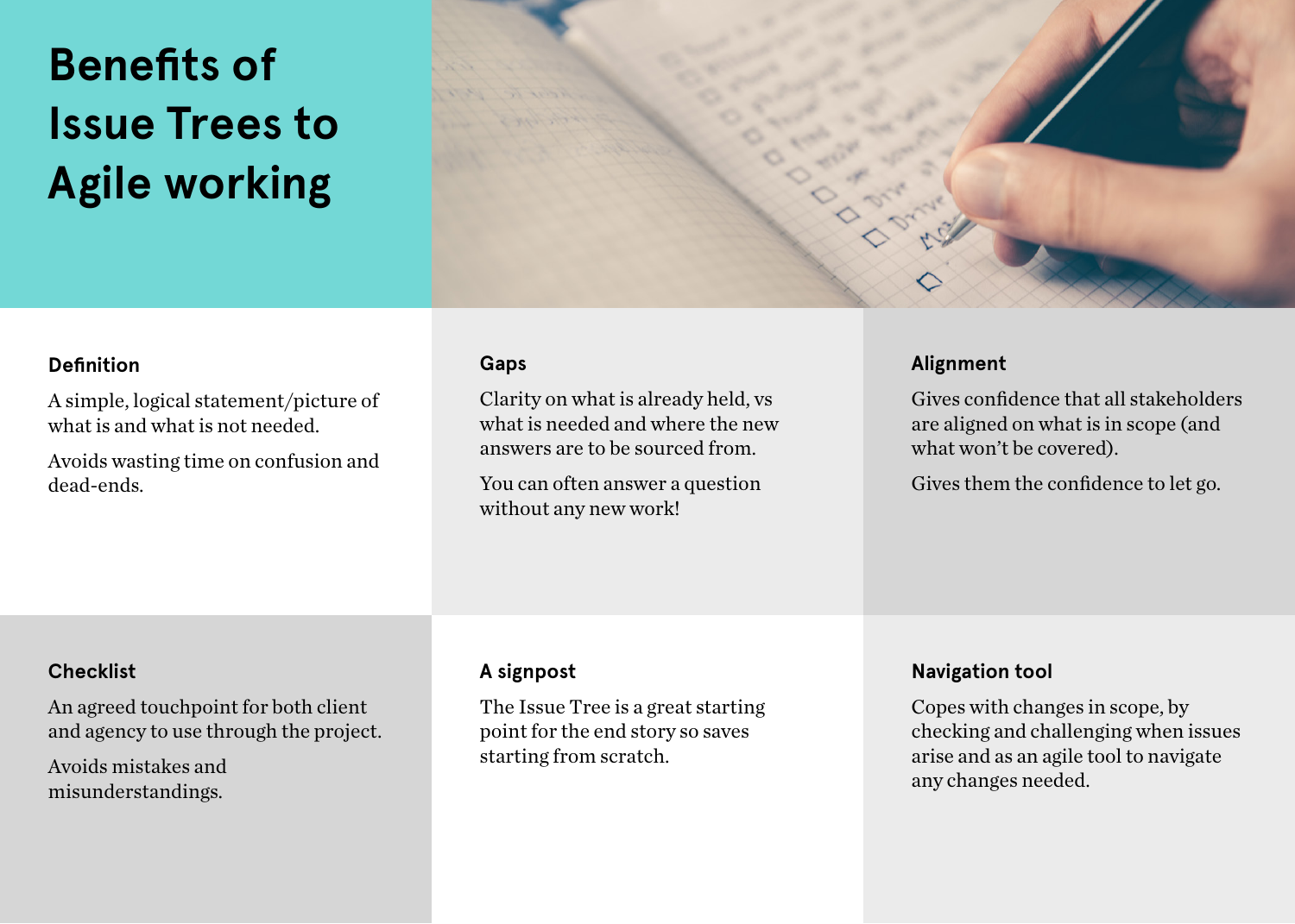# Benefits of Issue Trees to Agile working

### Definition

A simple, logical statement/picture of what is and what is not needed.

Avoids wasting time on confusion and dead-ends.

### Gaps

Clarity on what is already held, vs what is needed and where the new answers are to be sourced from.

You can often answer a question without any new work!

### Alignment

Gives confidence that all stakeholders are aligned on what is in scope (and what won't be covered).

Gives them the confidence to let go.

### Checklist

An agreed touchpoint for both client and agency to use through the project.

Avoids mistakes and misunderstandings.

### A signpost

The Issue Tree is a great starting point for the end story so saves starting from scratch.

### Navigation tool

Copes with changes in scope, by checking and challenging when issues arise and as an agile tool to navigate any changes needed.